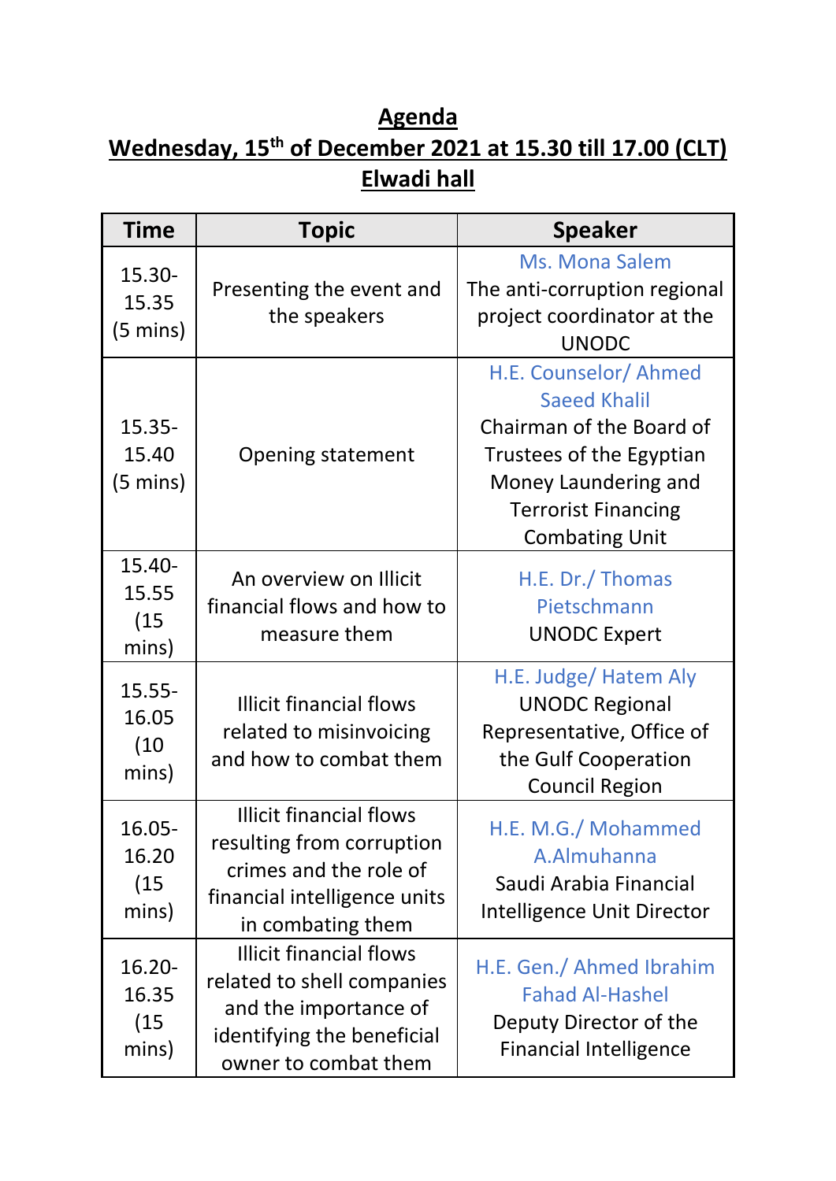# Agenda

## Wednesday, 15th of December 2021 at 15.30 till 17.00 (CLT)

## Elwadi hall

| Time | Topic | Speaker |
|---|---|---|
| 15.30-15.35 (5 mins) | Presenting the event and the speakers | Ms. Mona Salem<br>The anti-corruption regional project coordinator at the UNODC |
| 15.35-15.40 (5 mins) | Opening statement | H.E. Counselor/ Ahmed Saeed Khalil<br>Chairman of the Board of Trustees of the Egyptian Money Laundering and Terrorist Financing Combating Unit |
| 15.40-15.55 (15 mins) | An overview on Illicit financial flows and how to measure them | H.E. Dr./ Thomas Pietschmann<br>UNODC Expert |
| 15.55-16.05 (10 mins) | Illicit financial flows related to misinvoicing and how to combat them | H.E. Judge/ Hatem Aly<br>UNODC Regional Representative, Office of the Gulf Cooperation Council Region |
| 16.05-16.20 (15 mins) | Illicit financial flows resulting from corruption crimes and the role of financial intelligence units in combating them | H.E. M.G./ Mohammed A.Almuhanna<br>Saudi Arabia Financial Intelligence Unit Director |
| 16.20-16.35 (15 mins) | Illicit financial flows related to shell companies and the importance of identifying the beneficial owner to combat them | H.E. Gen./ Ahmed Ibrahim Fahad Al-Hashel<br>Deputy Director of the Financial Intelligence |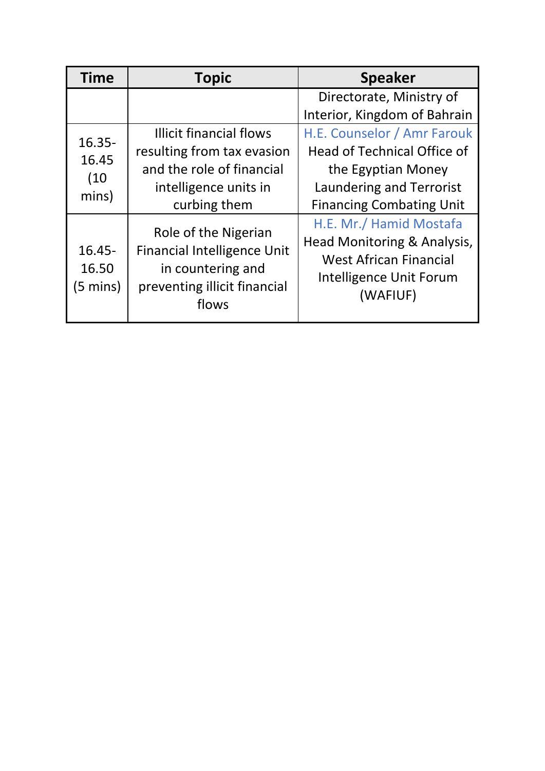| Time | Topic | Speaker |
|---|---|---|
| | | Directorate, Ministry of Interior, Kingdom of Bahrain |
| 16.35-16.45 (10 mins) | Illicit financial flows resulting from tax evasion and the role of financial intelligence units in curbing them | H.E. Counselor / Amr Farouk Head of Technical Office of the Egyptian Money Laundering and Terrorist Financing Combating Unit |
| 16.45-16.50 (5 mins) | Role of the Nigerian Financial Intelligence Unit in countering and preventing illicit financial flows | H.E. Mr./ Hamid Mostafa Head Monitoring & Analysis, West African Financial Intelligence Unit Forum (WAFIUF) |